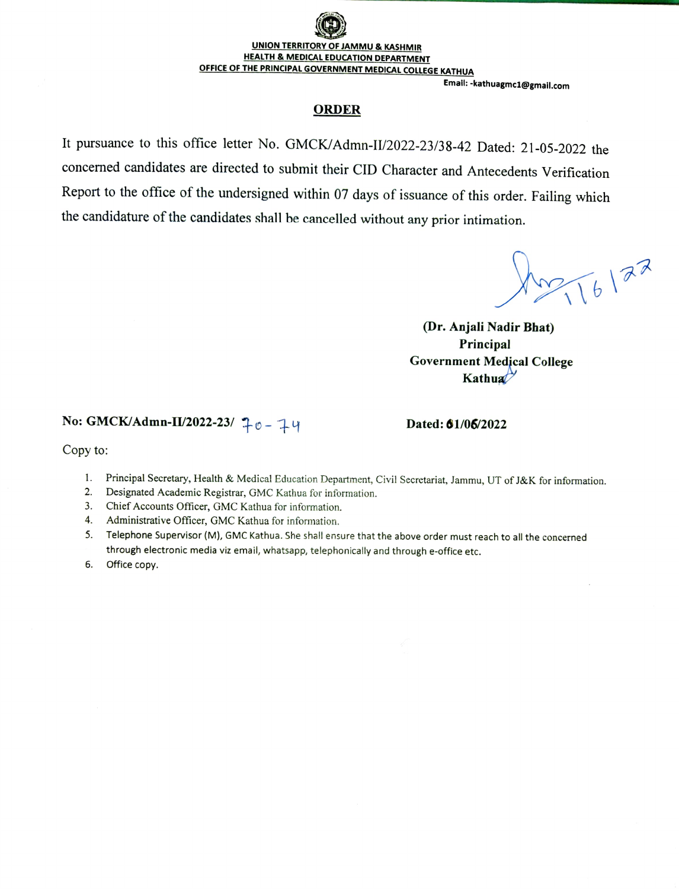**UNION TERRITORY OF JAMMU & KASHMIR**
**HEALTH & MEDICAL EDUCATION DEPARTMENT**
**OFFICE OF THE PRINCIPAL GOVERNMENT MEDICAL COLLEGE KATHUA**

**Email: -kathuagmc1@gmail.com**

## ORDER

It pursuance to this office letter No. GMCK/Admn-II/2022-23/38-42 Dated: 21-05-2022 the concerned candidates are directed to submit their CID Character and Antecedents Verification Report to the office of the undersigned within 07 days of issuance of this order. Failing which the candidature of the candidates shall be cancelled without any prior intimation.

1/6/22

**(Dr. Anjali Nadir Bhat)**
**Principal**
**Government Medical College**
**Kathua**

**No: GMCK/Admn-II/2022-23/** 70-74 **Dated: 01/06/2022**

Copy to:

1. Principal Secretary, Health & Medical Education Department, Civil Secretariat, Jammu, UT of J&K for information.
2. Designated Academic Registrar, GMC Kathua for information.
3. Chief Accounts Officer, GMC Kathua for information.
4. Administrative Officer, GMC Kathua for information.
5. Telephone Supervisor (M), GMC Kathua. She shall ensure that the above order must reach to all the concerned through electronic media viz email, whatsapp, telephonically and through e-office etc.
6. Office copy.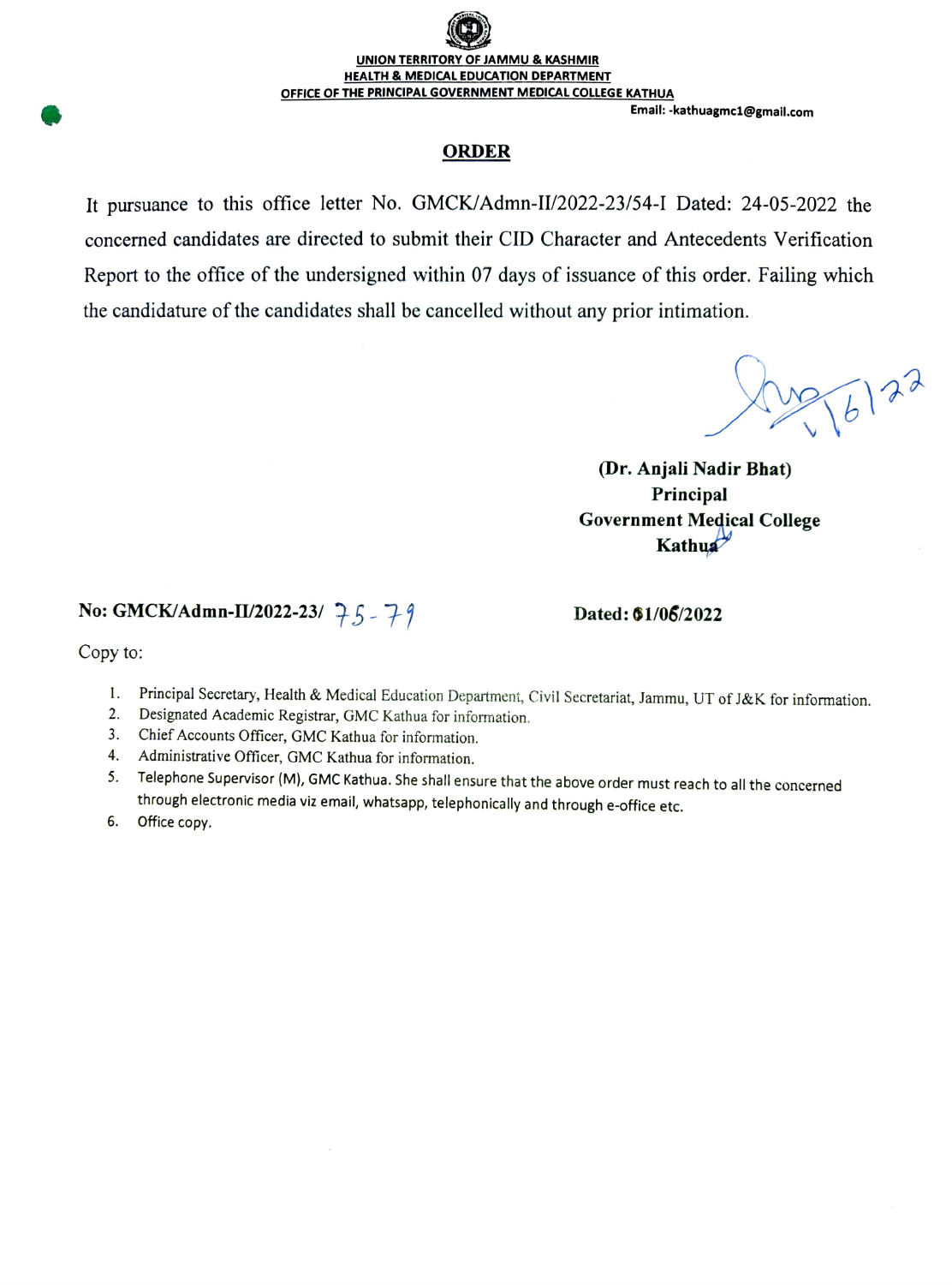**UNION TERRITORY OF JAMMU & KASHMIR**
**HEALTH & MEDICAL EDUCATION DEPARTMENT**
**OFFICE OF THE PRINCIPAL GOVERNMENT MEDICAL COLLEGE KATHUA**

**Email: -kathuagmc1@gmail.com**

## ORDER

It pursuance to this office letter No. GMCK/Admn-II/2022-23/54-I Dated: 24-05-2022 the concerned candidates are directed to submit their CID Character and Antecedents Verification Report to the office of the undersigned within 07 days of issuance of this order. Failing which the candidature of the candidates shall be cancelled without any prior intimation.

1/6/22

**(Dr. Anjali Nadir Bhat)**
**Principal**
**Government Medical College**
**Kathua**

**No: GMCK/Admn-II/2022-23/ 75-79** **Dated: 01/06/2022**

Copy to:

1. Principal Secretary, Health & Medical Education Department, Civil Secretariat, Jammu, UT of J&K for information.
2. Designated Academic Registrar, GMC Kathua for information.
3. Chief Accounts Officer, GMC Kathua for information.
4. Administrative Officer, GMC Kathua for information.
5. Telephone Supervisor (M), GMC Kathua. She shall ensure that the above order must reach to all the concerned through electronic media viz email, whatsapp, telephonically and through e-office etc.
6. Office copy.